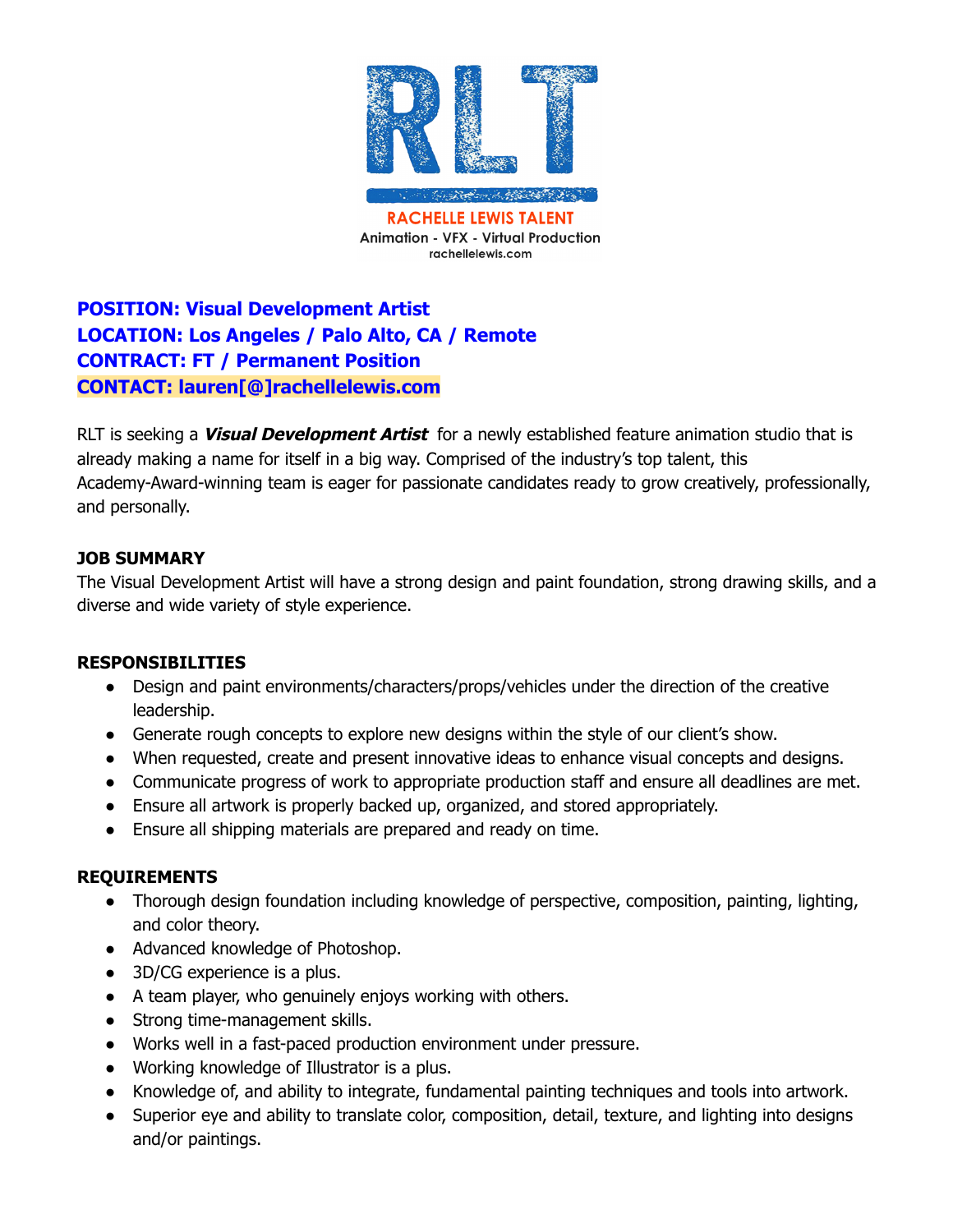RLT

RACHELLE LEWIS TALENT

Animation - VFX - Virtual Production

rachellelewis.com

**POSITION: Visual Development Artist**
**LOCATION: Los Angeles / Palo Alto, CA / Remote**
**CONTRACT: FT / Permanent Position**
**CONTACT: lauren[@]rachellelewis.com**

RLT is seeking a ***Visual Development Artist*** for a newly established feature animation studio that is already making a name for itself in a big way. Comprised of the industry's top talent, this Academy-Award-winning team is eager for passionate candidates ready to grow creatively, professionally, and personally.

**JOB SUMMARY**

The Visual Development Artist will have a strong design and paint foundation, strong drawing skills, and a diverse and wide variety of style experience.

**RESPONSIBILITIES**

- Design and paint environments/characters/props/vehicles under the direction of the creative leadership.
- Generate rough concepts to explore new designs within the style of our client's show.
- When requested, create and present innovative ideas to enhance visual concepts and designs.
- Communicate progress of work to appropriate production staff and ensure all deadlines are met.
- Ensure all artwork is properly backed up, organized, and stored appropriately.
- Ensure all shipping materials are prepared and ready on time.

**REQUIREMENTS**

- Thorough design foundation including knowledge of perspective, composition, painting, lighting, and color theory.
- Advanced knowledge of Photoshop.
- 3D/CG experience is a plus.
- A team player, who genuinely enjoys working with others.
- Strong time-management skills.
- Works well in a fast-paced production environment under pressure.
- Working knowledge of Illustrator is a plus.
- Knowledge of, and ability to integrate, fundamental painting techniques and tools into artwork.
- Superior eye and ability to translate color, composition, detail, texture, and lighting into designs and/or paintings.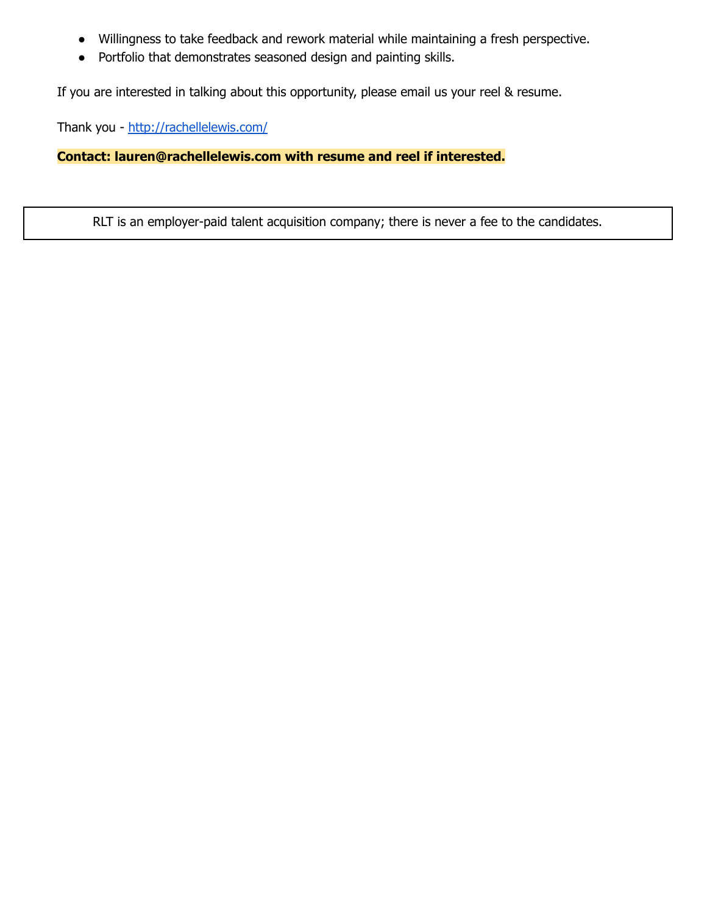- Willingness to take feedback and rework material while maintaining a fresh perspective.
- Portfolio that demonstrates seasoned design and painting skills.

If you are interested in talking about this opportunity, please email us your reel & resume.

Thank you - http://rachellelewis.com/

**Contact: lauren@rachellelewis.com with resume and reel if interested.**

RLT is an employer-paid talent acquisition company; there is never a fee to the candidates.